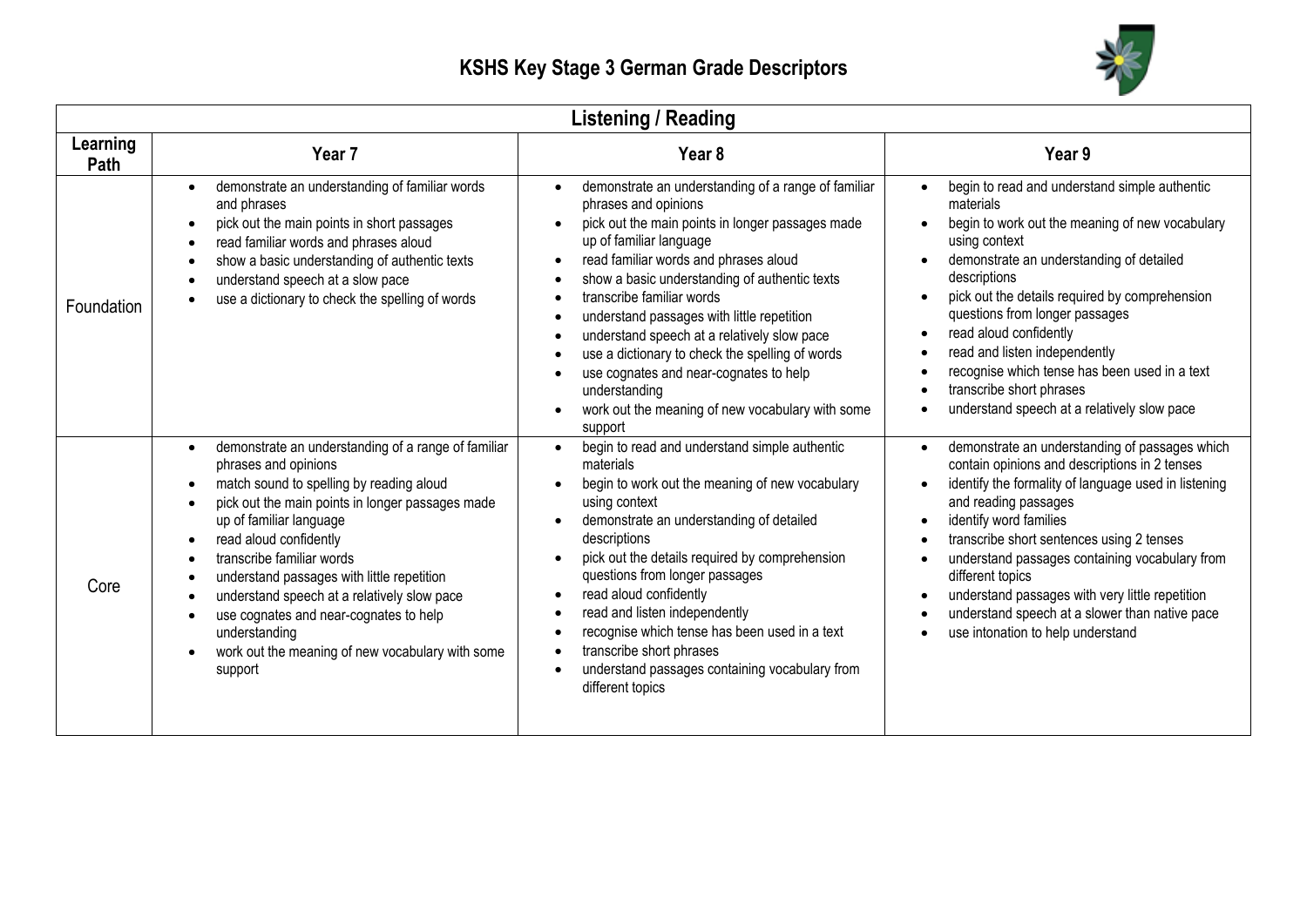# KSHS Key Stage 3 German Grade Descriptors

## Listening / Reading

| Learning Path | Year 7 | Year 8 | Year 9 |
|---|---|---|---|
| Foundation | • demonstrate an understanding of familiar words and phrases<br>• pick out the main points in short passages<br>• read familiar words and phrases aloud<br>• show a basic understanding of authentic texts<br>• understand speech at a slow pace<br>• use a dictionary to check the spelling of words | • demonstrate an understanding of a range of familiar phrases and opinions<br>• pick out the main points in longer passages made up of familiar language<br>• read familiar words and phrases aloud<br>• show a basic understanding of authentic texts<br>• transcribe familiar words<br>• understand passages with little repetition<br>• understand speech at a relatively slow pace<br>• use a dictionary to check the spelling of words<br>• use cognates and near-cognates to help understanding<br>• work out the meaning of new vocabulary with some support | • begin to read and understand simple authentic materials<br>• begin to work out the meaning of new vocabulary using context<br>• demonstrate an understanding of detailed descriptions<br>• pick out the details required by comprehension questions from longer passages<br>• read aloud confidently<br>• read and listen independently<br>• recognise which tense has been used in a text<br>• transcribe short phrases<br>• understand speech at a relatively slow pace |
| Core | • demonstrate an understanding of a range of familiar phrases and opinions<br>• match sound to spelling by reading aloud<br>• pick out the main points in longer passages made up of familiar language<br>• read aloud confidently<br>• transcribe familiar words<br>• understand passages with little repetition<br>• understand speech at a relatively slow pace<br>• use cognates and near-cognates to help understanding<br>• work out the meaning of new vocabulary with some support | • begin to read and understand simple authentic materials<br>• begin to work out the meaning of new vocabulary using context<br>• demonstrate an understanding of detailed descriptions<br>• pick out the details required by comprehension questions from longer passages<br>• read aloud confidently<br>• read and listen independently<br>• recognise which tense has been used in a text<br>• transcribe short phrases<br>• understand passages containing vocabulary from different topics | • demonstrate an understanding of passages which contain opinions and descriptions in 2 tenses<br>• identify the formality of language used in listening and reading passages<br>• identify word families<br>• transcribe short sentences using 2 tenses<br>• understand passages containing vocabulary from different topics<br>• understand passages with very little repetition<br>• understand speech at a slower than native pace<br>• use intonation to help understand |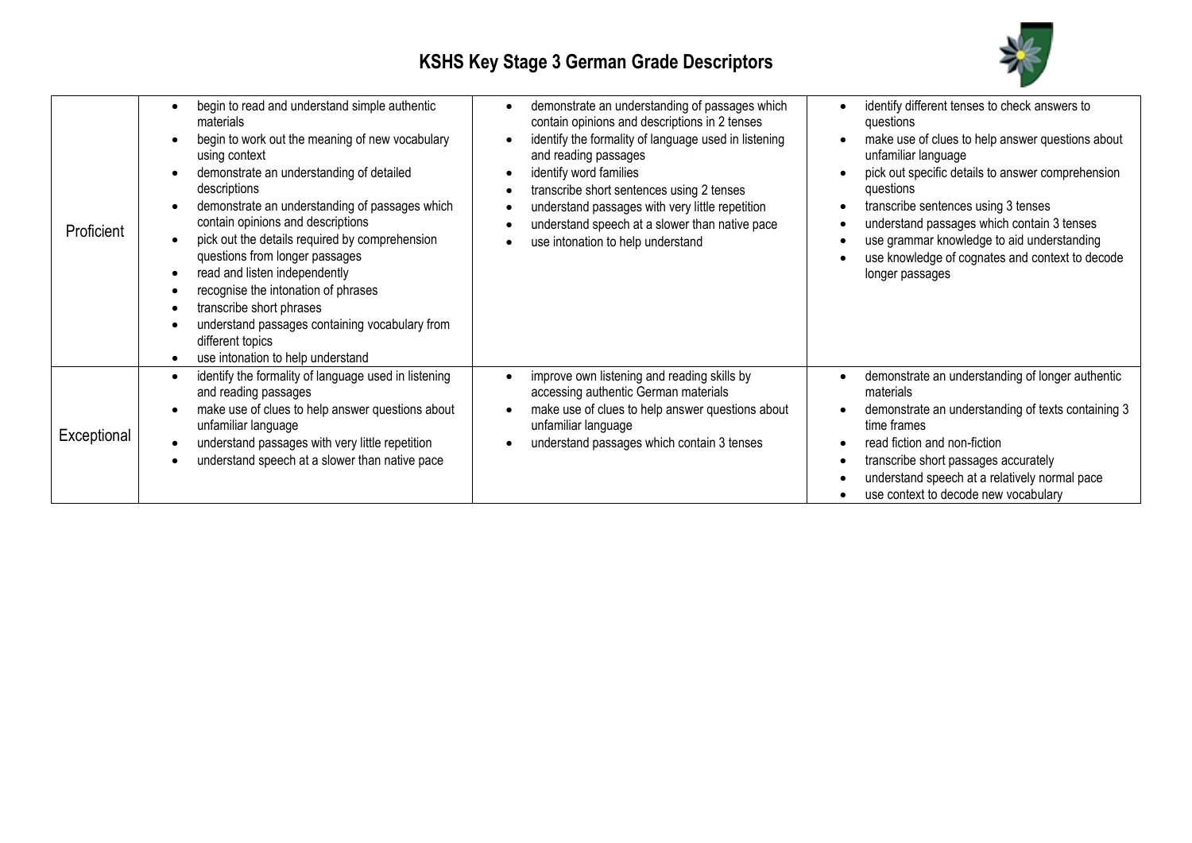# KSHS Key Stage 3 German Grade Descriptors

| | | | |
|---|---|---|---|
| Proficient | • begin to read and understand simple authentic materials<br>• begin to work out the meaning of new vocabulary using context<br>• demonstrate an understanding of detailed descriptions<br>• demonstrate an understanding of passages which contain opinions and descriptions<br>• pick out the details required by comprehension questions from longer passages<br>• read and listen independently<br>• recognise the intonation of phrases<br>• transcribe short phrases<br>• understand passages containing vocabulary from different topics<br>• use intonation to help understand | • demonstrate an understanding of passages which contain opinions and descriptions in 2 tenses<br>• identify the formality of language used in listening and reading passages<br>• identify word families<br>• transcribe short sentences using 2 tenses<br>• understand passages with very little repetition<br>• understand speech at a slower than native pace<br>• use intonation to help understand | • identify different tenses to check answers to questions<br>• make use of clues to help answer questions about unfamiliar language<br>• pick out specific details to answer comprehension questions<br>• transcribe sentences using 3 tenses<br>• understand passages which contain 3 tenses<br>• use grammar knowledge to aid understanding<br>• use knowledge of cognates and context to decode longer passages |
| Exceptional | • identify the formality of language used in listening and reading passages<br>• make use of clues to help answer questions about unfamiliar language<br>• understand passages with very little repetition<br>• understand speech at a slower than native pace | • improve own listening and reading skills by accessing authentic German materials<br>• make use of clues to help answer questions about unfamiliar language<br>• understand passages which contain 3 tenses | • demonstrate an understanding of longer authentic materials<br>• demonstrate an understanding of texts containing 3 time frames<br>• read fiction and non-fiction<br>• transcribe short passages accurately<br>• understand speech at a relatively normal pace<br>• use context to decode new vocabulary |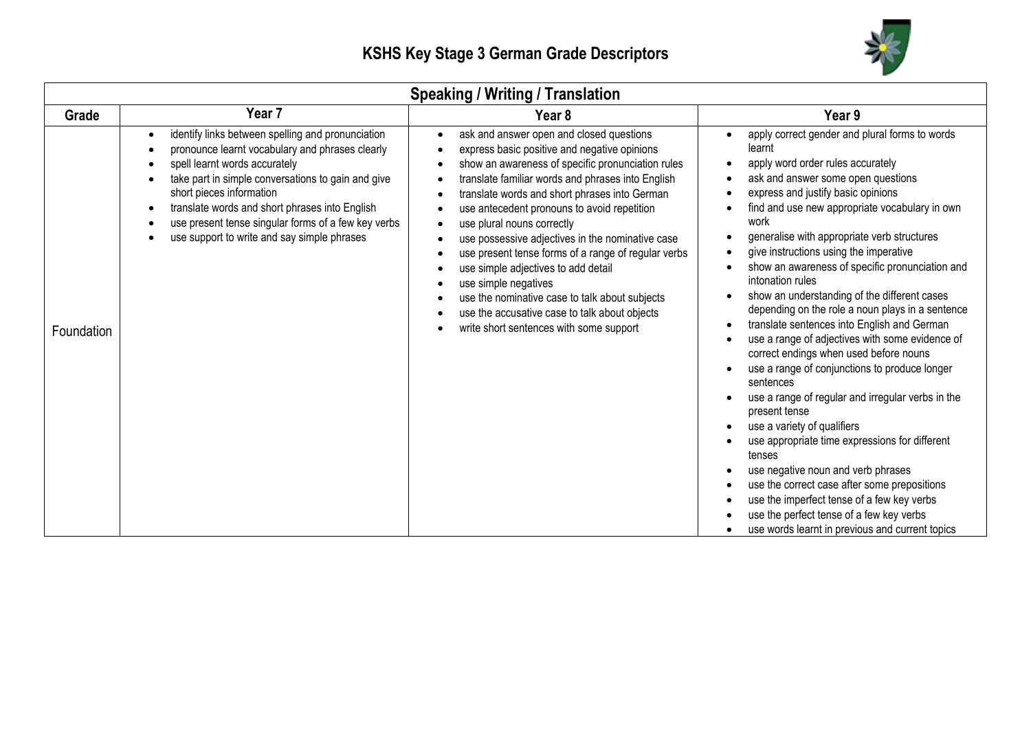# KSHS Key Stage 3 German Grade Descriptors

| Speaking / Writing / Translation | | | |
|---|---|---|---|
| **Grade** | **Year 7** | **Year 8** | **Year 9** |
| Foundation | • identify links between spelling and pronunciation<br>• pronounce learnt vocabulary and phrases clearly<br>• spell learnt words accurately<br>• take part in simple conversations to gain and give short pieces information<br>• translate words and short phrases into English<br>• use present tense singular forms of a few key verbs<br>• use support to write and say simple phrases | • ask and answer open and closed questions<br>• express basic positive and negative opinions<br>• show an awareness of specific pronunciation rules<br>• translate familiar words and phrases into English<br>• translate words and short phrases into German<br>• use antecedent pronouns to avoid repetition<br>• use plural nouns correctly<br>• use possessive adjectives in the nominative case<br>• use present tense forms of a range of regular verbs<br>• use simple adjectives to add detail<br>• use simple negatives<br>• use the nominative case to talk about subjects<br>• use the accusative case to talk about objects<br>• write short sentences with some support | • apply correct gender and plural forms to words learnt<br>• apply word order rules accurately<br>• ask and answer some open questions<br>• express and justify basic opinions<br>• find and use new appropriate vocabulary in own work<br>• generalise with appropriate verb structures<br>• give instructions using the imperative<br>• show an awareness of specific pronunciation and intonation rules<br>• show an understanding of the different cases depending on the role a noun plays in a sentence<br>• translate sentences into English and German<br>• use a range of adjectives with some evidence of correct endings when used before nouns<br>• use a range of conjunctions to produce longer sentences<br>• use a range of regular and irregular verbs in the present tense<br>• use a variety of qualifiers<br>• use appropriate time expressions for different tenses<br>• use negative noun and verb phrases<br>• use the correct case after some prepositions<br>• use the imperfect tense of a few key verbs<br>• use the perfect tense of a few key verbs<br>• use words learnt in previous and current topics |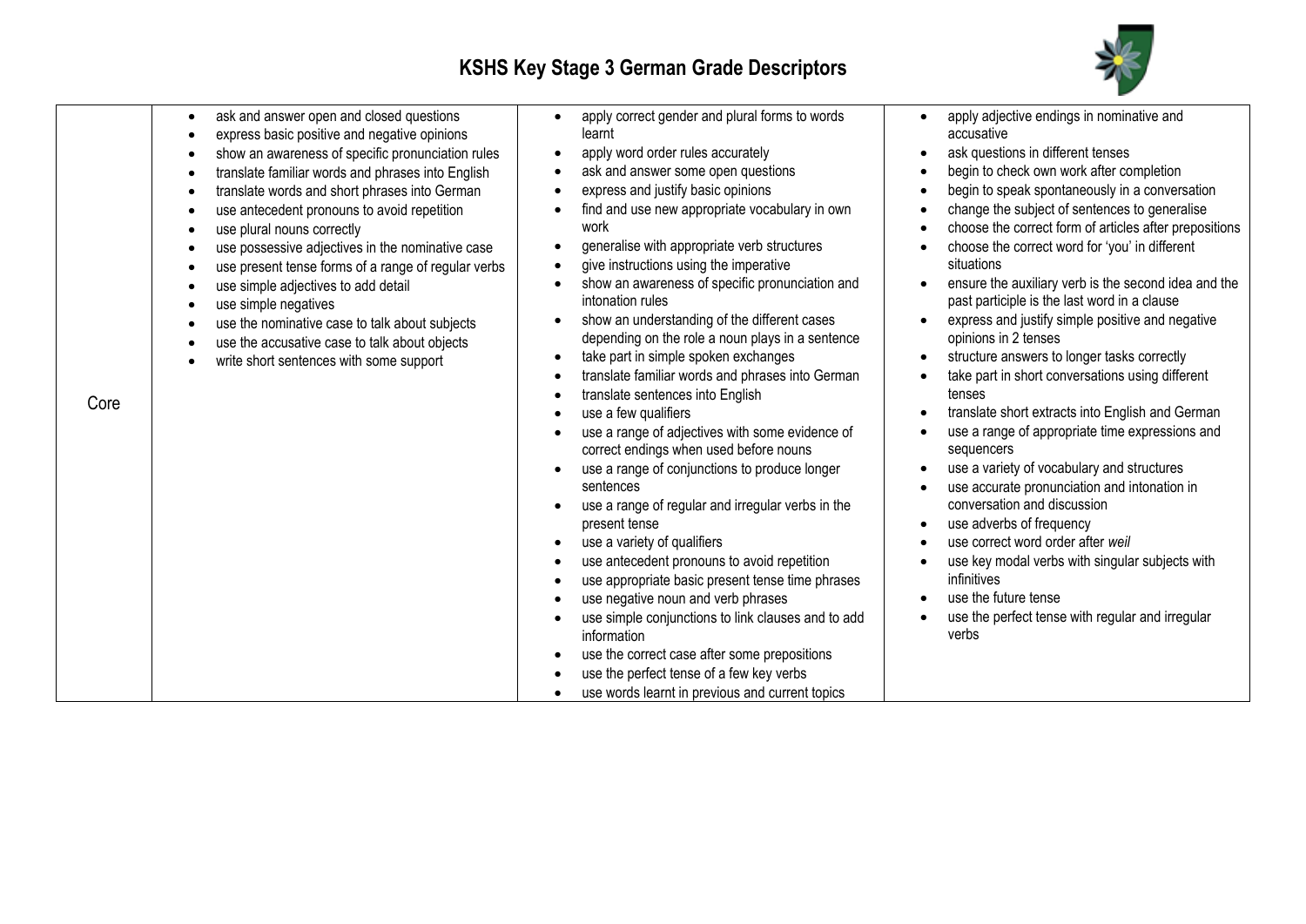# KSHS Key Stage 3 German Grade Descriptors

| | | | |
|---|---|---|---|
| Core | • ask and answer open and closed questions<br>• express basic positive and negative opinions<br>• show an awareness of specific pronunciation rules<br>• translate familiar words and phrases into English<br>• translate words and short phrases into German<br>• use antecedent pronouns to avoid repetition<br>• use plural nouns correctly<br>• use possessive adjectives in the nominative case<br>• use present tense forms of a range of regular verbs<br>• use simple adjectives to add detail<br>• use simple negatives<br>• use the nominative case to talk about subjects<br>• use the accusative case to talk about objects<br>• write short sentences with some support | • apply correct gender and plural forms to words learnt<br>• apply word order rules accurately<br>• ask and answer some open questions<br>• express and justify basic opinions<br>• find and use new appropriate vocabulary in own work<br>• generalise with appropriate verb structures<br>• give instructions using the imperative<br>• show an awareness of specific pronunciation and intonation rules<br>• show an understanding of the different cases depending on the role a noun plays in a sentence<br>• take part in simple spoken exchanges<br>• translate familiar words and phrases into German<br>• translate sentences into English<br>• use a few qualifiers<br>• use a range of adjectives with some evidence of correct endings when used before nouns<br>• use a range of conjunctions to produce longer sentences<br>• use a range of regular and irregular verbs in the present tense<br>• use a variety of qualifiers<br>• use antecedent pronouns to avoid repetition<br>• use appropriate basic present tense time phrases<br>• use negative noun and verb phrases<br>• use simple conjunctions to link clauses and to add information<br>• use the correct case after some prepositions<br>• use the perfect tense of a few key verbs<br>• use words learnt in previous and current topics | • apply adjective endings in nominative and accusative<br>• ask questions in different tenses<br>• begin to check own work after completion<br>• begin to speak spontaneously in a conversation<br>• change the subject of sentences to generalise<br>• choose the correct form of articles after prepositions<br>• choose the correct word for 'you' in different situations<br>• ensure the auxiliary verb is the second idea and the past participle is the last word in a clause<br>• express and justify simple positive and negative opinions in 2 tenses<br>• structure answers to longer tasks correctly<br>• take part in short conversations using different tenses<br>• translate short extracts into English and German<br>• use a range of appropriate time expressions and sequencers<br>• use a variety of vocabulary and structures<br>• use accurate pronunciation and intonation in conversation and discussion<br>• use adverbs of frequency<br>• use correct word order after *weil*<br>• use key modal verbs with singular subjects with infinitives<br>• use the future tense<br>• use the perfect tense with regular and irregular verbs |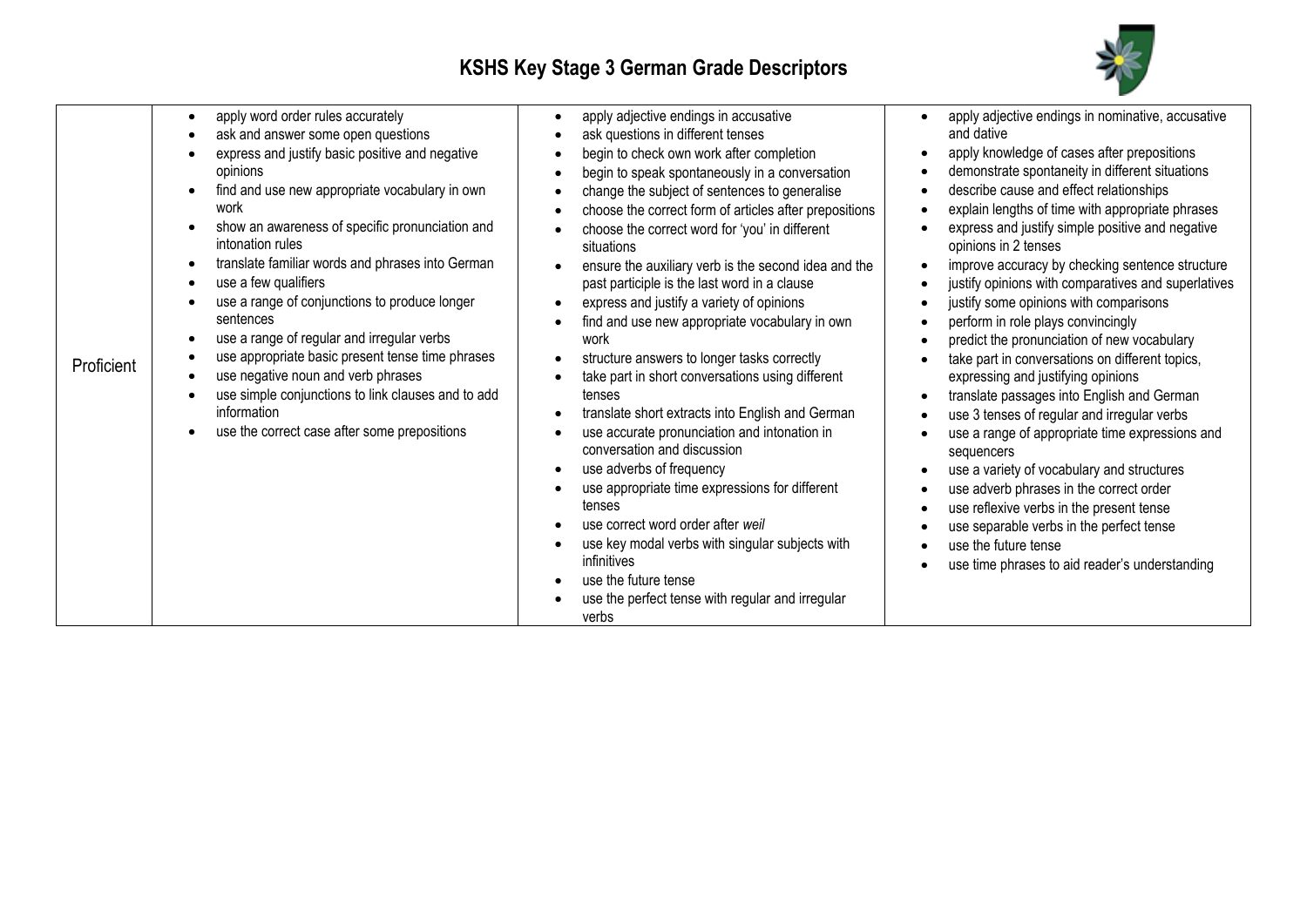# KSHS Key Stage 3 German Grade Descriptors

| | | | |
|---|---|---|---|
| Proficient | • apply word order rules accurately<br>• ask and answer some open questions<br>• express and justify basic positive and negative opinions<br>• find and use new appropriate vocabulary in own work<br>• show an awareness of specific pronunciation and intonation rules<br>• translate familiar words and phrases into German<br>• use a few qualifiers<br>• use a range of conjunctions to produce longer sentences<br>• use a range of regular and irregular verbs<br>• use appropriate basic present tense time phrases<br>• use negative noun and verb phrases<br>• use simple conjunctions to link clauses and to add information<br>• use the correct case after some prepositions | • apply adjective endings in accusative<br>• ask questions in different tenses<br>• begin to check own work after completion<br>• begin to speak spontaneously in a conversation<br>• change the subject of sentences to generalise<br>• choose the correct form of articles after prepositions<br>• choose the correct word for 'you' in different situations<br>• ensure the auxiliary verb is the second idea and the past participle is the last word in a clause<br>• express and justify a variety of opinions<br>• find and use new appropriate vocabulary in own work<br>• structure answers to longer tasks correctly<br>• take part in short conversations using different tenses<br>• translate short extracts into English and German<br>• use accurate pronunciation and intonation in conversation and discussion<br>• use adverbs of frequency<br>• use appropriate time expressions for different tenses<br>• use correct word order after *weil*<br>• use key modal verbs with singular subjects with infinitives<br>• use the future tense<br>• use the perfect tense with regular and irregular verbs | • apply adjective endings in nominative, accusative and dative<br>• apply knowledge of cases after prepositions<br>• demonstrate spontaneity in different situations<br>• describe cause and effect relationships<br>• explain lengths of time with appropriate phrases<br>• express and justify simple positive and negative opinions in 2 tenses<br>• improve accuracy by checking sentence structure<br>• justify opinions with comparatives and superlatives<br>• justify some opinions with comparisons<br>• perform in role plays convincingly<br>• predict the pronunciation of new vocabulary<br>• take part in conversations on different topics, expressing and justifying opinions<br>• translate passages into English and German<br>• use 3 tenses of regular and irregular verbs<br>• use a range of appropriate time expressions and sequencers<br>• use a variety of vocabulary and structures<br>• use adverb phrases in the correct order<br>• use reflexive verbs in the present tense<br>• use separable verbs in the perfect tense<br>• use the future tense<br>• use time phrases to aid reader's understanding |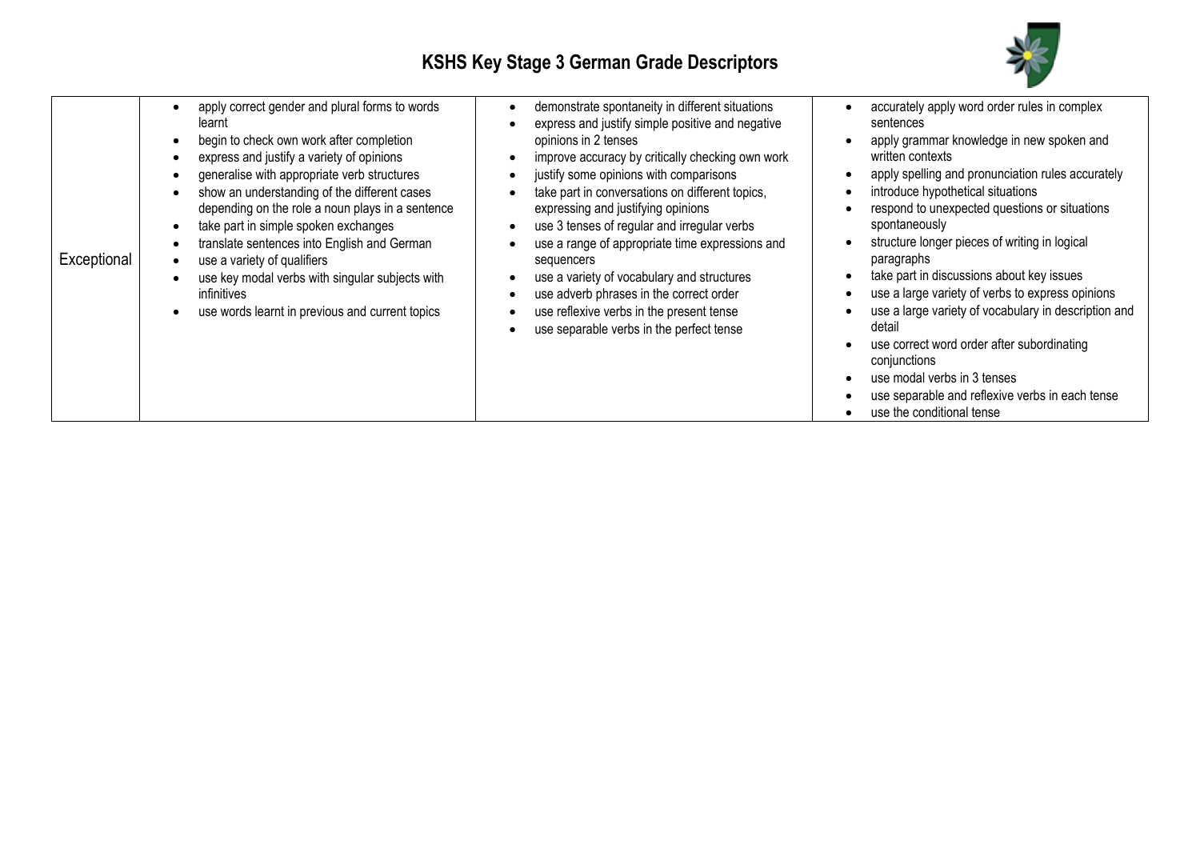# KSHS Key Stage 3 German Grade Descriptors

| | | | |
|---|---|---|---|
| Exceptional | • apply correct gender and plural forms to words learnt<br>• begin to check own work after completion<br>• express and justify a variety of opinions<br>• generalise with appropriate verb structures<br>• show an understanding of the different cases depending on the role a noun plays in a sentence<br>• take part in simple spoken exchanges<br>• translate sentences into English and German<br>• use a variety of qualifiers<br>• use key modal verbs with singular subjects with infinitives<br>• use words learnt in previous and current topics | • demonstrate spontaneity in different situations<br>• express and justify simple positive and negative opinions in 2 tenses<br>• improve accuracy by critically checking own work<br>• justify some opinions with comparisons<br>• take part in conversations on different topics, expressing and justifying opinions<br>• use 3 tenses of regular and irregular verbs<br>• use a range of appropriate time expressions and sequencers<br>• use a variety of vocabulary and structures<br>• use adverb phrases in the correct order<br>• use reflexive verbs in the present tense<br>• use separable verbs in the perfect tense | • accurately apply word order rules in complex sentences<br>• apply grammar knowledge in new spoken and written contexts<br>• apply spelling and pronunciation rules accurately<br>• introduce hypothetical situations<br>• respond to unexpected questions or situations spontaneously<br>• structure longer pieces of writing in logical paragraphs<br>• take part in discussions about key issues<br>• use a large variety of verbs to express opinions<br>• use a large variety of vocabulary in description and detail<br>• use correct word order after subordinating conjunctions<br>• use modal verbs in 3 tenses<br>• use separable and reflexive verbs in each tense<br>• use the conditional tense |